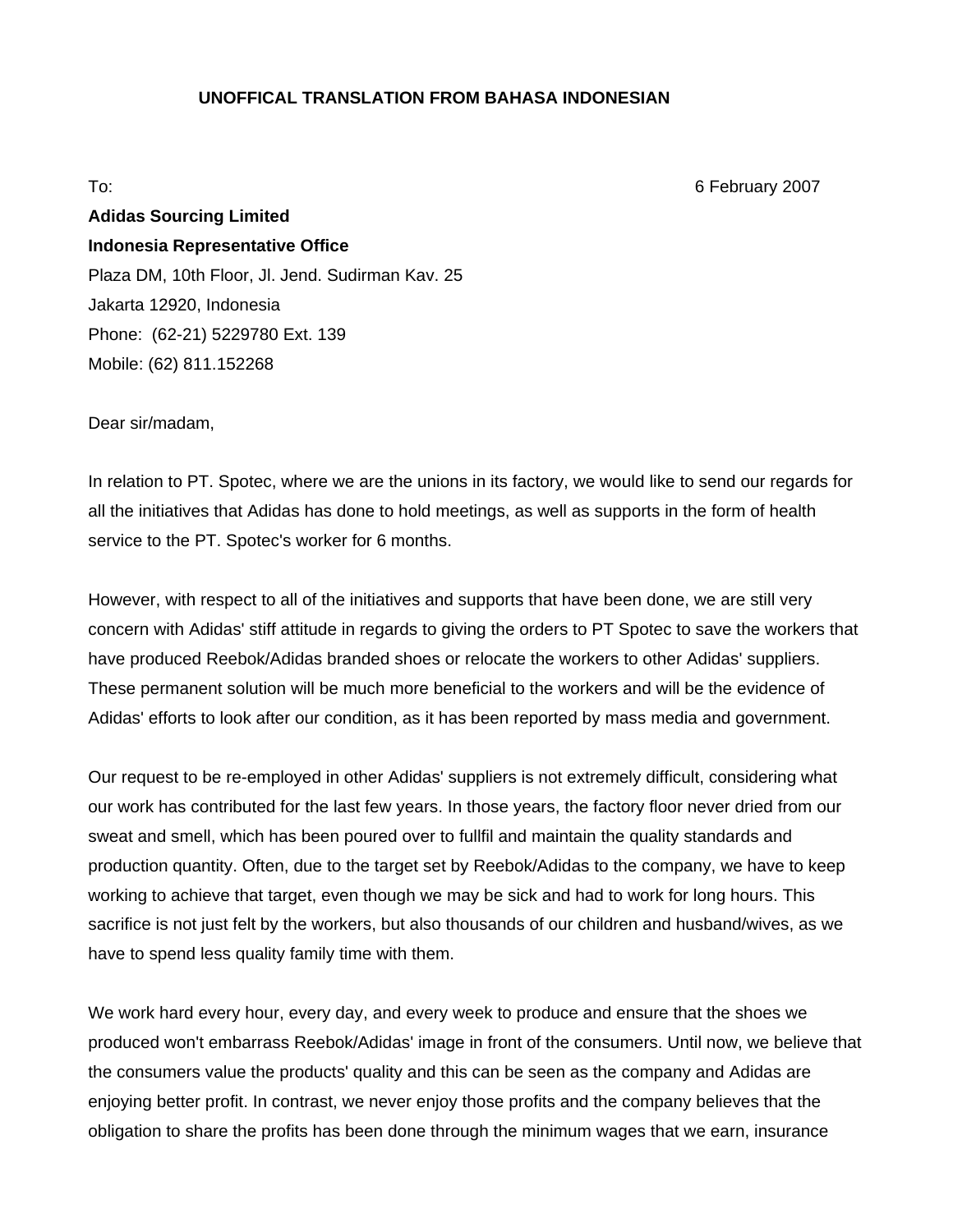**UNOFFICAL TRANSLATION FROM BAHASA INDONESIAN**

To: 6 February 2007

**Adidas Sourcing Limited**
**Indonesia Representative Office**
Plaza DM, 10th Floor, Jl. Jend. Sudirman Kav. 25
Jakarta 12920, Indonesia
Phone: (62-21) 5229780 Ext. 139
Mobile: (62) 811.152268

Dear sir/madam,

In relation to PT. Spotec, where we are the unions in its factory, we would like to send our regards for all the initiatives that Adidas has done to hold meetings, as well as supports in the form of health service to the PT. Spotec's worker for 6 months.

However, with respect to all of the initiatives and supports that have been done, we are still very concern with Adidas' stiff attitude in regards to giving the orders to PT Spotec to save the workers that have produced Reebok/Adidas branded shoes or relocate the workers to other Adidas' suppliers. These permanent solution will be much more beneficial to the workers and will be the evidence of Adidas' efforts to look after our condition, as it has been reported by mass media and government.

Our request to be re-employed in other Adidas' suppliers is not extremely difficult, considering what our work has contributed for the last few years. In those years, the factory floor never dried from our sweat and smell, which has been poured over to fullfil and maintain the quality standards and production quantity. Often, due to the target set by Reebok/Adidas to the company, we have to keep working to achieve that target, even though we may be sick and had to work for long hours. This sacrifice is not just felt by the workers, but also thousands of our children and husband/wives, as we have to spend less quality family time with them.

We work hard every hour, every day, and every week to produce and ensure that the shoes we produced won't embarrass Reebok/Adidas' image in front of the consumers. Until now, we believe that the consumers value the products' quality and this can be seen as the company and Adidas are enjoying better profit. In contrast, we never enjoy those profits and the company believes that the obligation to share the profits has been done through the minimum wages that we earn, insurance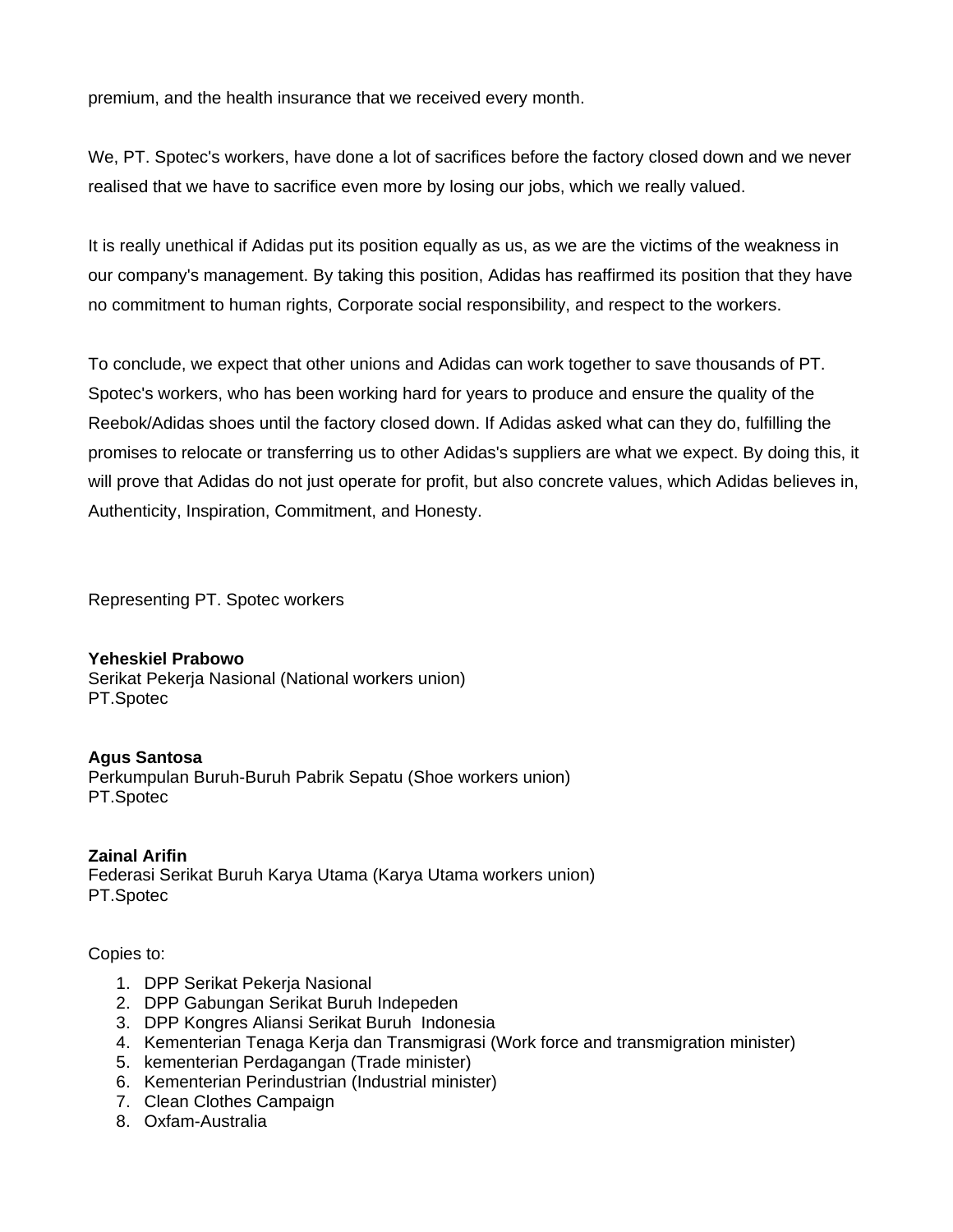premium, and the health insurance that we received every month.

We, PT. Spotec's workers, have done a lot of sacrifices before the factory closed down and we never realised that we have to sacrifice even more by losing our jobs, which we really valued.

It is really unethical if Adidas put its position equally as us, as we are the victims of the weakness in our company's management. By taking this position, Adidas has reaffirmed its position that they have no commitment to human rights, Corporate social responsibility, and respect to the workers.

To conclude, we expect that other unions and Adidas can work together to save thousands of PT. Spotec's workers, who has been working hard for years to produce and ensure the quality of the Reebok/Adidas shoes until the factory closed down. If Adidas asked what can they do, fulfilling the promises to relocate or transferring us to other Adidas's suppliers are what we expect. By doing this, it will prove that Adidas do not just operate for profit, but also concrete values, which Adidas believes in, Authenticity, Inspiration, Commitment, and Honesty.

Representing PT. Spotec workers

**Yeheskiel Prabowo**
Serikat Pekerja Nasional (National workers union)
PT.Spotec

**Agus Santosa**
Perkumpulan Buruh-Buruh Pabrik Sepatu (Shoe workers union)
PT.Spotec

**Zainal Arifin**
Federasi Serikat Buruh Karya Utama (Karya Utama workers union)
PT.Spotec

Copies to:

1. DPP Serikat Pekerja Nasional
2. DPP Gabungan Serikat Buruh Indepeden
3. DPP Kongres Aliansi Serikat Buruh Indonesia
4. Kementerian Tenaga Kerja dan Transmigrasi (Work force and transmigration minister)
5. kementerian Perdagangan (Trade minister)
6. Kementerian Perindustrian (Industrial minister)
7. Clean Clothes Campaign
8. Oxfam-Australia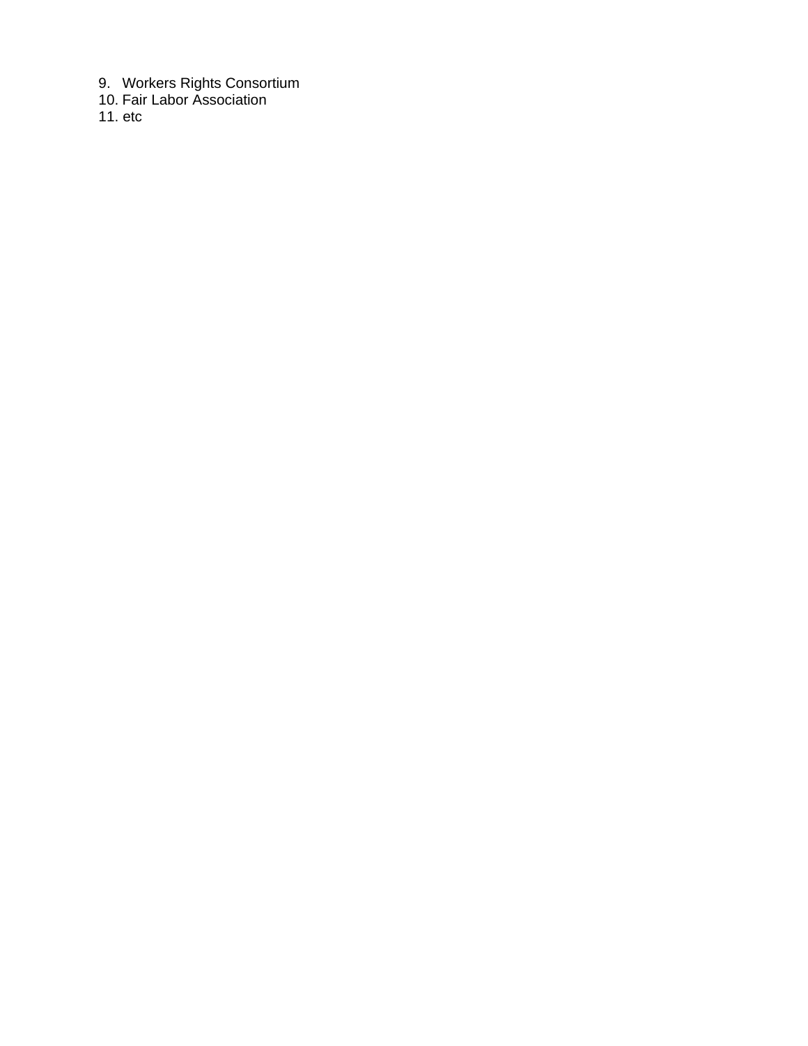9. Workers Rights Consortium
10. Fair Labor Association
11. etc